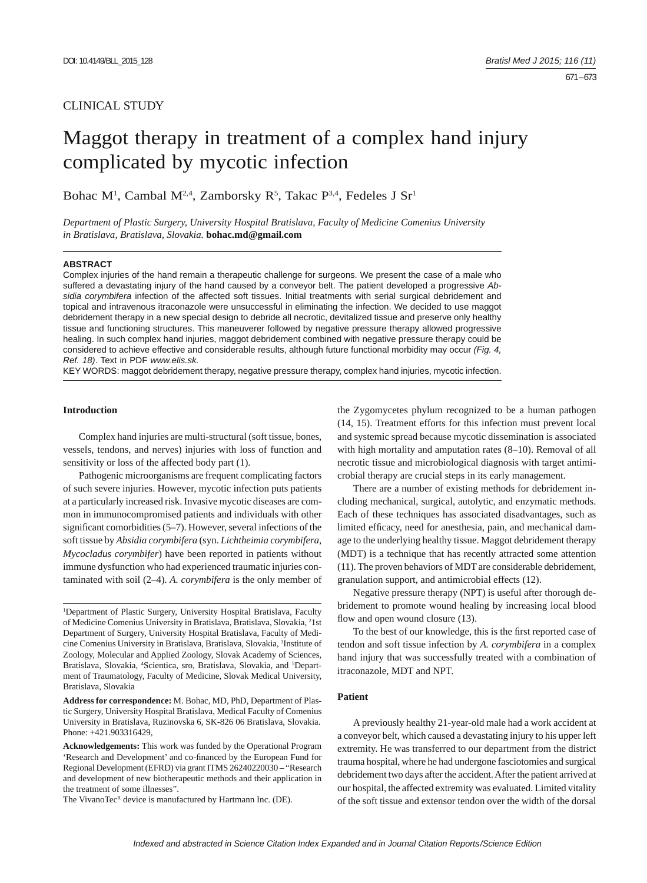CLINICAL STUDY

# Maggot therapy in treatment of a complex hand injury complicated by mycotic infection

Bohac M[1], Cambal M[2,4], Zamborsky R[5], Takac P[3,4], Fedeles J Sr[1]

*Department of Plastic Surgery, University Hospital Bratislava, Faculty of Medicine Comenius University in Bratislava, Bratislava, Slovakia.* **bohac.md@gmail.com**

## ABSTRACT

Complex injuries of the hand remain a therapeutic challenge for surgeons. We present the case of a male who suffered a devastating injury of the hand caused by a conveyor belt. The patient developed a progressive *Absidia corymbifera* infection of the affected soft tissues. Initial treatments with serial surgical debridement and topical and intravenous itraconazole were unsuccessful in eliminating the infection. We decided to use maggot debridement therapy in a new special design to debride all necrotic, devitalized tissue and preserve only healthy tissue and functioning structures. This maneuverer followed by negative pressure therapy allowed progressive healing. In such complex hand injuries, maggot debridement combined with negative pressure therapy could be considered to achieve effective and considerable results, although future functional morbidity may occur *(Fig. 4, Ref. 18)*. Text in PDF *www.elis.sk.*

KEY WORDS: maggot debridement therapy, negative pressure therapy, complex hand injuries, mycotic infection.

## Introduction

Complex hand injuries are multi-structural (soft tissue, bones, vessels, tendons, and nerves) injuries with loss of function and sensitivity or loss of the affected body part (1).

Pathogenic microorganisms are frequent complicating factors of such severe injuries. However, mycotic infection puts patients at a particularly increased risk. Invasive mycotic diseases are common in immunocompromised patients and individuals with other significant comorbidities (5–7). However, several infections of the soft tissue by *Absidia corymbifera* (syn. *Lichtheimia corymbifera*, *Mycocladus corymbifer*) have been reported in patients without immune dysfunction who had experienced traumatic injuries contaminated with soil (2–4). *A. corymbifera* is the only member of the Zygomycetes phylum recognized to be a human pathogen (14, 15). Treatment efforts for this infection must prevent local and systemic spread because mycotic dissemination is associated with high mortality and amputation rates (8–10). Removal of all necrotic tissue and microbiological diagnosis with target antimicrobial therapy are crucial steps in its early management.

There are a number of existing methods for debridement including mechanical, surgical, autolytic, and enzymatic methods. Each of these techniques has associated disadvantages, such as limited efficacy, need for anesthesia, pain, and mechanical damage to the underlying healthy tissue. Maggot debridement therapy (MDT) is a technique that has recently attracted some attention (11). The proven behaviors of MDT are considerable debridement, granulation support, and antimicrobial effects (12).

Negative pressure therapy (NPT) is useful after thorough debridement to promote wound healing by increasing local blood flow and open wound closure (13).

To the best of our knowledge, this is the first reported case of tendon and soft tissue infection by *A. corymbifera* in a complex hand injury that was successfully treated with a combination of itraconazole, MDT and NPT.

## Patient

A previously healthy 21-year-old male had a work accident at a conveyor belt, which caused a devastating injury to his upper left extremity. He was transferred to our department from the district trauma hospital, where he had undergone fasciotomies and surgical debridement two days after the accident. After the patient arrived at our hospital, the affected extremity was evaluated. Limited vitality of the soft tissue and extensor tendon over the width of the dorsal

---

[1]Department of Plastic Surgery, University Hospital Bratislava, Faculty of Medicine Comenius University in Bratislava, Bratislava, Slovakia, [2]1st Department of Surgery, University Hospital Bratislava, Faculty of Medicine Comenius University in Bratislava, Bratislava, Slovakia, [3]Institute of Zoology, Molecular and Applied Zoology, Slovak Academy of Sciences, Bratislava, Slovakia, [4]Scientica, sro, Bratislava, Slovakia, and [5]Department of Traumatology, Faculty of Medicine, Slovak Medical University, Bratislava, Slovakia

**Address for correspondence:** M. Bohac, MD, PhD, Department of Plastic Surgery, University Hospital Bratislava, Medical Faculty of Comenius University in Bratislava, Ruzinovska 6, SK-826 06 Bratislava, Slovakia. Phone: +421.903316429,

**Acknowledgements:** This work was funded by the Operational Program 'Research and Development' and co-financed by the European Fund for Regional Development (EFRD) via grant ITMS 26240220030 – "Research and development of new biotherapeutic methods and their application in the treatment of some illnesses".

The VivanoTec[R] device is manufactured by Hartmann Inc. (DE).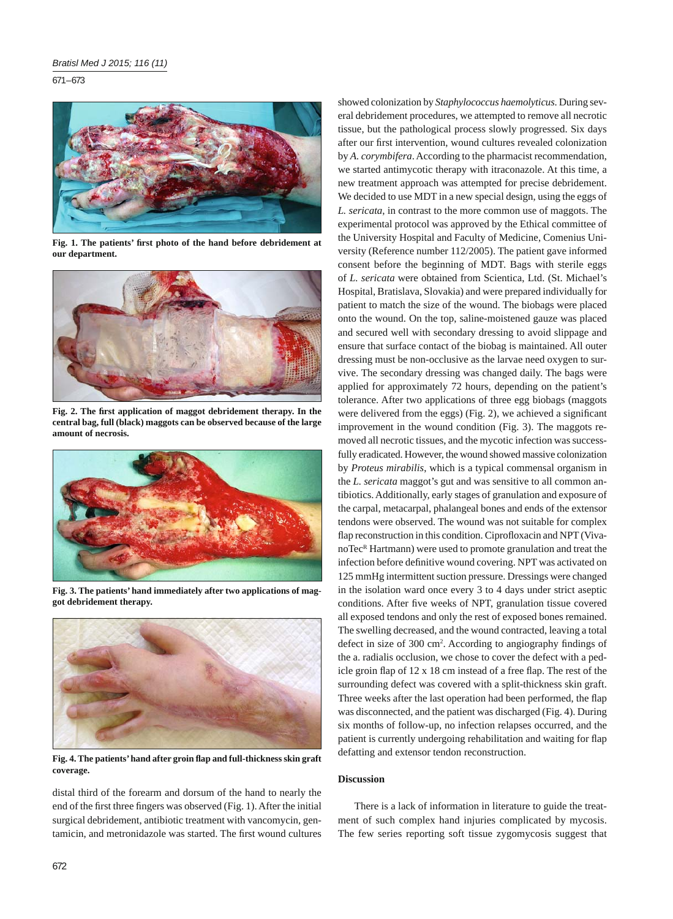Fig. 1. The patients' first photo of the hand before debridement at our department.

Fig. 2. The first application of maggot debridement therapy. In the central bag, full (black) maggots can be observed because of the large amount of necrosis.

Fig. 3. The patients' hand immediately after two applications of maggot debridement therapy.

Fig. 4. The patients' hand after groin flap and full-thickness skin graft coverage.

distal third of the forearm and dorsum of the hand to nearly the end of the first three fingers was observed (Fig. 1). After the initial surgical debridement, antibiotic treatment with vancomycin, gentamicin, and metronidazole was started. The first wound cultures showed colonization by *Staphylococcus haemolyticus*. During several debridement procedures, we attempted to remove all necrotic tissue, but the pathological process slowly progressed. Six days after our first intervention, wound cultures revealed colonization by *A. corymbifera*. According to the pharmacist recommendation, we started antimycotic therapy with itraconazole. At this time, a new treatment approach was attempted for precise debridement. We decided to use MDT in a new special design, using the eggs of *L. sericata*, in contrast to the more common use of maggots. The experimental protocol was approved by the Ethical committee of the University Hospital and Faculty of Medicine, Comenius University (Reference number 112/2005). The patient gave informed consent before the beginning of MDT. Bags with sterile eggs of *L. sericata* were obtained from Scientica, Ltd. (St. Michael's Hospital, Bratislava, Slovakia) and were prepared individually for patient to match the size of the wound. The biobags were placed onto the wound. On the top, saline-moistened gauze was placed and secured well with secondary dressing to avoid slippage and ensure that surface contact of the biobag is maintained. All outer dressing must be non-occlusive as the larvae need oxygen to survive. The secondary dressing was changed daily. The bags were applied for approximately 72 hours, depending on the patient's tolerance. After two applications of three egg biobags (maggots were delivered from the eggs) (Fig. 2), we achieved a significant improvement in the wound condition (Fig. 3). The maggots removed all necrotic tissues, and the mycotic infection was successfully eradicated. However, the wound showed massive colonization by *Proteus mirabilis*, which is a typical commensal organism in the *L. sericata* maggot's gut and was sensitive to all common antibiotics. Additionally, early stages of granulation and exposure of the carpal, metacarpal, phalangeal bones and ends of the extensor tendons were observed. The wound was not suitable for complex flap reconstruction in this condition. Ciprofloxacin and NPT (VivanoTec[R] Hartmann) were used to promote granulation and treat the infection before definitive wound covering. NPT was activated on 125 mmHg intermittent suction pressure. Dressings were changed in the isolation ward once every 3 to 4 days under strict aseptic conditions. After five weeks of NPT, granulation tissue covered all exposed tendons and only the rest of exposed bones remained. The swelling decreased, and the wound contracted, leaving a total defect in size of 300 $cm^2$. According to angiography findings of the a. radialis occlusion, we chose to cover the defect with a pedicle groin flap of 12 x 18 cm instead of a free flap. The rest of the surrounding defect was covered with a split-thickness skin graft. Three weeks after the last operation had been performed, the flap was disconnected, and the patient was discharged (Fig. 4). During six months of follow-up, no infection relapses occurred, and the patient is currently undergoing rehabilitation and waiting for flap defatting and extensor tendon reconstruction.

## Discussion

There is a lack of information in literature to guide the treatment of such complex hand injuries complicated by mycosis. The few series reporting soft tissue zygomycosis suggest that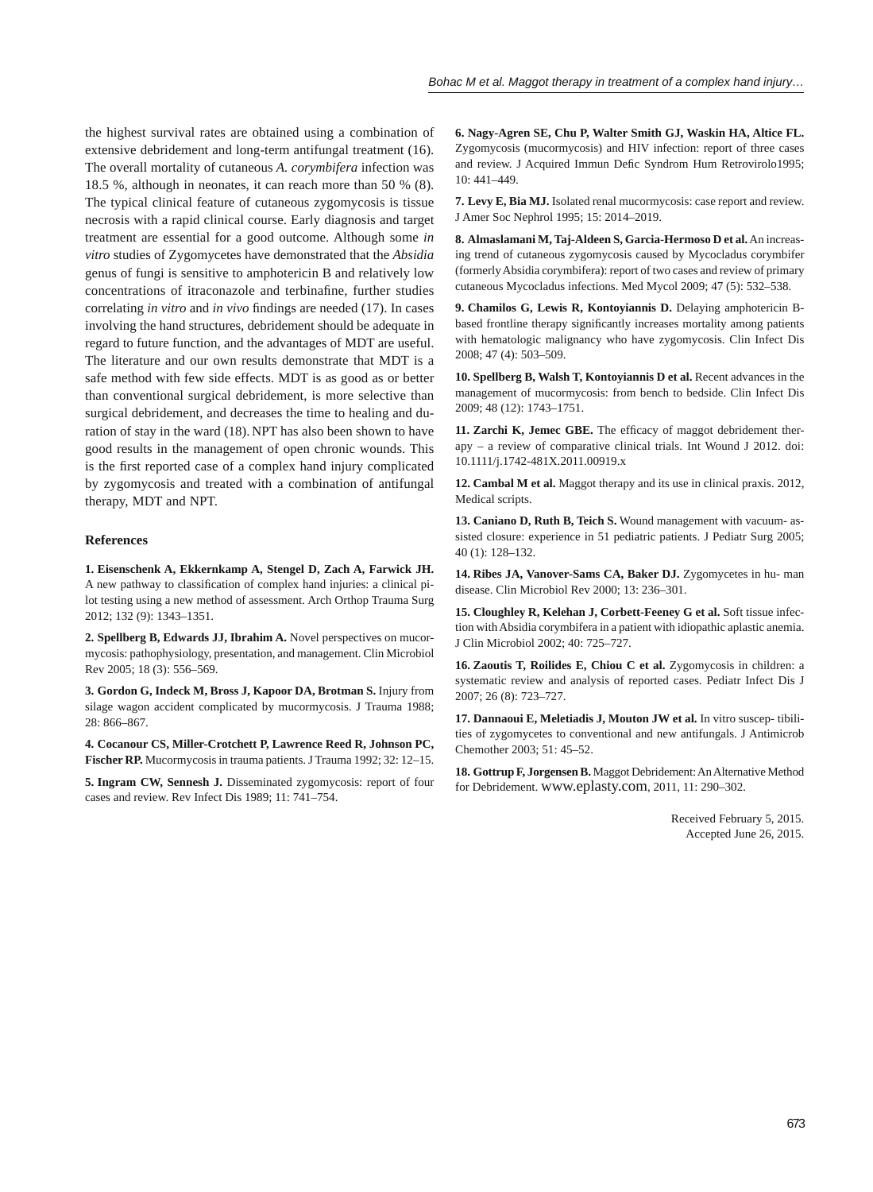the highest survival rates are obtained using a combination of extensive debridement and long-term antifungal treatment (16). The overall mortality of cutaneous *A. corymbifera* infection was 18.5 %, although in neonates, it can reach more than 50 % (8). The typical clinical feature of cutaneous zygomycosis is tissue necrosis with a rapid clinical course. Early diagnosis and target treatment are essential for a good outcome. Although some *in vitro* studies of Zygomycetes have demonstrated that the *Absidia* genus of fungi is sensitive to amphotericin B and relatively low concentrations of itraconazole and terbinafine, further studies correlating *in vitro* and *in vivo* findings are needed (17). In cases involving the hand structures, debridement should be adequate in regard to future function, and the advantages of MDT are useful. The literature and our own results demonstrate that MDT is a safe method with few side effects. MDT is as good as or better than conventional surgical debridement, is more selective than surgical debridement, and decreases the time to healing and duration of stay in the ward (18). NPT has also been shown to have good results in the management of open chronic wounds. This is the first reported case of a complex hand injury complicated by zygomycosis and treated with a combination of antifungal therapy, MDT and NPT.

## References

**1. Eisenschenk A, Ekkernkamp A, Stengel D, Zach A, Farwick JH.** A new pathway to classification of complex hand injuries: a clinical pilot testing using a new method of assessment. Arch Orthop Trauma Surg 2012; 132 (9): 1343–1351.

**2. Spellberg B, Edwards JJ, Ibrahim A.** Novel perspectives on mucormycosis: pathophysiology, presentation, and management. Clin Microbiol Rev 2005; 18 (3): 556–569.

**3. Gordon G, Indeck M, Bross J, Kapoor DA, Brotman S.** Injury from silage wagon accident complicated by mucormycosis. J Trauma 1988; 28: 866–867.

**4. Cocanour CS, Miller-Crotchett P, Lawrence Reed R, Johnson PC, Fischer RP.** Mucormycosis in trauma patients. J Trauma 1992; 32: 12–15.

**5. Ingram CW, Sennesh J.** Disseminated zygomycosis: report of four cases and review. Rev Infect Dis 1989; 11: 741–754.

**6. Nagy-Agren SE, Chu P, Walter Smith GJ, Waskin HA, Altice FL.** Zygomycosis (mucormycosis) and HIV infection: report of three cases and review. J Acquired Immun Defic Syndrom Hum Retrovirolo1995; 10: 441–449.

**7. Levy E, Bia MJ.** Isolated renal mucormycosis: case report and review. J Amer Soc Nephrol 1995; 15: 2014–2019.

**8. Almaslamani M, Taj-Aldeen S, Garcia-Hermoso D et al.** An increasing trend of cutaneous zygomycosis caused by Mycocladus corymbifer (formerly Absidia corymbifera): report of two cases and review of primary cutaneous Mycocladus infections. Med Mycol 2009; 47 (5): 532–538.

**9. Chamilos G, Lewis R, Kontoyiannis D.** Delaying amphotericin B-based frontline therapy significantly increases mortality among patients with hematologic malignancy who have zygomycosis. Clin Infect Dis 2008; 47 (4): 503–509.

**10. Spellberg B, Walsh T, Kontoyiannis D et al.** Recent advances in the management of mucormycosis: from bench to bedside. Clin Infect Dis 2009; 48 (12): 1743–1751.

**11. Zarchi K, Jemec GBE.** The efficacy of maggot debridement therapy – a review of comparative clinical trials. Int Wound J 2012. doi: 10.1111/j.1742-481X.2011.00919.x

**12. Cambal M et al.** Maggot therapy and its use in clinical praxis. 2012, Medical scripts.

**13. Caniano D, Ruth B, Teich S.** Wound management with vacuum- assisted closure: experience in 51 pediatric patients. J Pediatr Surg 2005; 40 (1): 128–132.

**14. Ribes JA, Vanover-Sams CA, Baker DJ.** Zygomycetes in hu- man disease. Clin Microbiol Rev 2000; 13: 236–301.

**15. Cloughley R, Kelehan J, Corbett-Feeney G et al.** Soft tissue infection with Absidia corymbifera in a patient with idiopathic aplastic anemia. J Clin Microbiol 2002; 40: 725–727.

**16. Zaoutis T, Roilides E, Chiou C et al.** Zygomycosis in children: a systematic review and analysis of reported cases. Pediatr Infect Dis J 2007; 26 (8): 723–727.

**17. Dannaoui E, Meletiadis J, Mouton JW et al.** In vitro suscep- tibilities of zygomycetes to conventional and new antifungals. J Antimicrob Chemother 2003; 51: 45–52.

**18. Gottrup F, Jorgensen B.** Maggot Debridement: An Alternative Method for Debridement. www.eplasty.com, 2011, 11: 290–302.

Received February 5, 2015.
Accepted June 26, 2015.